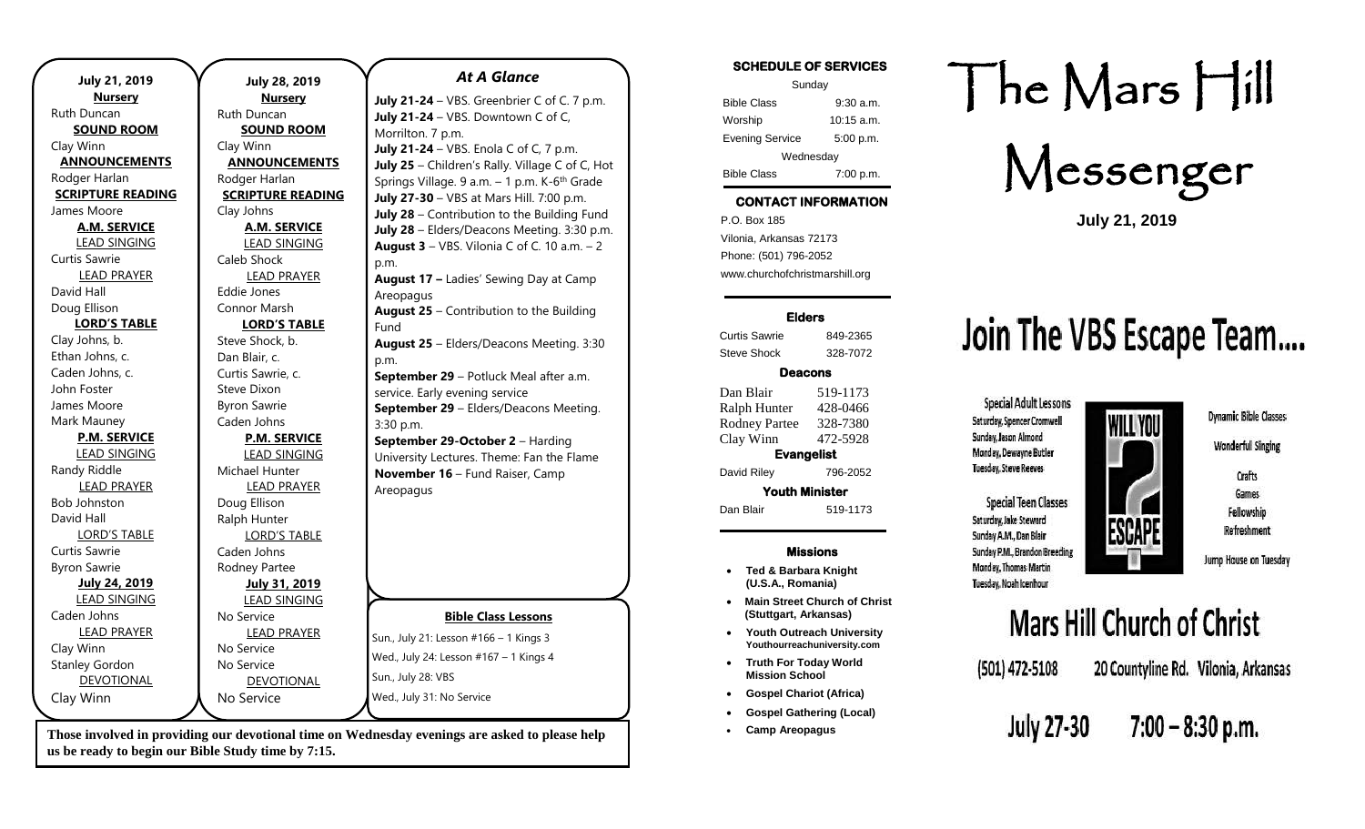**July 21, 2019**

**Nursery**
Ruth Duncan

**SOUND ROOM**
Clay Winn

**ANNOUNCEMENTS**
Rodger Harlan

**SCRIPTURE READING**
James Moore

**A.M. SERVICE**

LEAD SINGING
Curtis Sawrie

LEAD PRAYER
David Hall
Doug Ellison

**LORD'S TABLE**
Clay Johns, b.
Ethan Johns, c.
Caden Johns, c.
John Foster
James Moore
Mark Mauney

**P.M. SERVICE**

LEAD SINGING
Randy Riddle

LEAD PRAYER
Bob Johnston
David Hall

LORD'S TABLE
Curtis Sawrie
Byron Sawrie

**July 24, 2019**

LEAD SINGING
Caden Johns

LEAD PRAYER
Clay Winn
Stanley Gordon

DEVOTIONAL
Clay Winn

**July 28, 2019**

**Nursery**
Ruth Duncan

**SOUND ROOM**
Clay Winn

**ANNOUNCEMENTS**
Rodger Harlan

**SCRIPTURE READING**
Clay Johns

**A.M. SERVICE**

LEAD SINGING
Caleb Shock

LEAD PRAYER
Eddie Jones
Connor Marsh

**LORD'S TABLE**
Steve Shock, b.
Dan Blair, c.
Curtis Sawrie, c.
Steve Dixon
Byron Sawrie
Caden Johns

**P.M. SERVICE**

LEAD SINGING
Michael Hunter

LEAD PRAYER
Doug Ellison
Ralph Hunter

LORD'S TABLE
Caden Johns
Rodney Partee

**July 31, 2019**

LEAD SINGING
No Service

LEAD PRAYER
No Service
No Service

DEVOTIONAL
No Service

## *At A Glance*

**July 21-24** – VBS. Greenbrier C of C. 7 p.m.
**July 21-24** – VBS. Downtown C of C, Morrilton. 7 p.m.
**July 21-24** – VBS. Enola C of C, 7 p.m.
**July 25** – Children's Rally. Village C of C, Hot Springs Village. 9 a.m. – 1 p.m. K-6th Grade
**July 27-30** – VBS at Mars Hill. 7:00 p.m.
**July 28** – Contribution to the Building Fund
**July 28** – Elders/Deacons Meeting. 3:30 p.m.
**August 3** – VBS. Vilonia C of C. 10 a.m. – 2 p.m.
**August 17 –** Ladies' Sewing Day at Camp Areopagus
**August 25** – Contribution to the Building Fund
**August 25** – Elders/Deacons Meeting. 3:30 p.m.
**September 29** – Potluck Meal after a.m. service. Early evening service
**September 29** – Elders/Deacons Meeting. 3:30 p.m.
**September 29-October 2** – Harding University Lectures. Theme: Fan the Flame
**November 16** – Fund Raiser, Camp Areopagus

**Bible Class Lessons**

Sun., July 21: Lesson #166 – 1 Kings 3
Wed., July 24: Lesson #167 – 1 Kings 4
Sun., July 28: VBS
Wed., July 31: No Service

**Those involved in providing our devotional time on Wednesday evenings are asked to please help us be ready to begin our Bible Study time by 7:15.**

### SCHEDULE OF SERVICES

| Sunday | |
|---|---|
| Bible Class | 9:30 a.m. |
| Worship | 10:15 a.m. |
| Evening Service | 5:00 p.m. |
| Wednesday | |
| Bible Class | 7:00 p.m. |

### CONTACT INFORMATION

P.O. Box 185
Vilonia, Arkansas 72173
Phone: (501) 796-2052
www.churchofchristmarshill.org

### Elders

| | |
|---|---|
| Curtis Sawrie | 849-2365 |
| Steve Shock | 328-7072 |

### Deacons

| | |
|---|---|
| Dan Blair | 519-1173 |
| Ralph Hunter | 428-0466 |
| Rodney Partee | 328-7380 |
| Clay Winn | 472-5928 |

### Evangelist

| | |
|---|---|
| David Riley | 796-2052 |

### Youth Minister

| | |
|---|---|
| Dan Blair | 519-1173 |

### Missions

- **Ted & Barbara Knight (U.S.A., Romania)**
- **Main Street Church of Christ (Stuttgart, Arkansas)**
- **Youth Outreach University Youthourreachuniversity.com**
- **Truth For Today World Mission School**
- **Gospel Chariot (Africa)**
- **Gospel Gathering (Local)**
- **Camp Areopagus**

# The Mars Hill Messenger

**July 21, 2019**

# Join The VBS Escape Team....

**Special Adult Lessons**
Saturday, Spencer Cromwell
Sunday, Jason Almond
Monday, Dewayne Butler
Tuesday, Steve Reeves

**Special Teen Classes**
Saturday, Jake Steward
Sunday A.M., Dan Blair
Sunday P.M., Brandon Breeding
Monday, Thomas Martin
Tuesday, Noah Icenhour

WILL YOU ? ESCAPE

Dynamic Bible Classes
Wonderful Singing
Crafts
Games
Fellowship
Refreshment
Jump House on Tuesday

# Mars Hill Church of Christ

(501) 472-5108 20 Countyline Rd. Vilonia, Arkansas

**July 27-30 7:00 – 8:30 p.m.**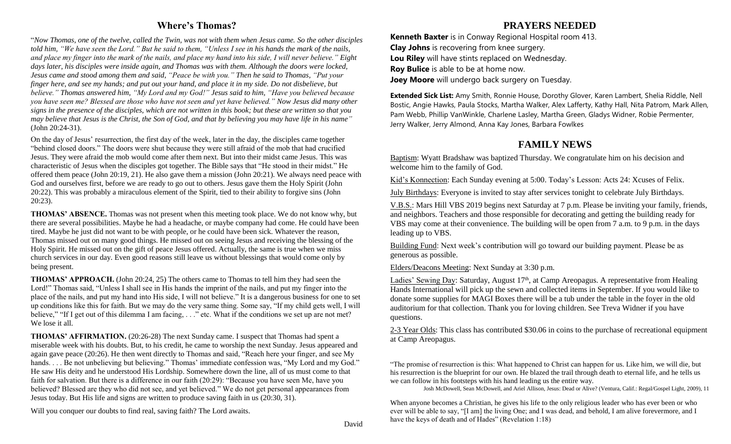## Where's Thomas?

"*Now Thomas, one of the twelve, called the Twin, was not with them when Jesus came. So the other disciples told him, "We have seen the Lord." But he said to them, "Unless I see in his hands the mark of the nails, and place my finger into the mark of the nails, and place my hand into his side, I will never believe." Eight days later, his disciples were inside again, and Thomas was with them. Although the doors were locked, Jesus came and stood among them and said, "Peace be with you." Then he said to Thomas, "Put your finger here, and see my hands; and put out your hand, and place it in my side. Do not disbelieve, but believe." Thomas answered him, "My Lord and my God!" Jesus said to him, "Have you believed because you have seen me? Blessed are those who have not seen and yet have believed." Now Jesus did many other signs in the presence of the disciples, which are not written in this book; but these are written so that you may believe that Jesus is the Christ, the Son of God, and that by believing you may have life in his name"* (John 20:24-31).

On the day of Jesus' resurrection, the first day of the week, later in the day, the disciples came together "behind closed doors." The doors were shut because they were still afraid of the mob that had crucified Jesus. They were afraid the mob would come after them next. But into their midst came Jesus. This was characteristic of Jesus when the disciples got together. The Bible says that "He stood in their midst." He offered them peace (John 20:19, 21). He also gave them a mission (John 20:21). We always need peace with God and ourselves first, before we are ready to go out to others. Jesus gave them the Holy Spirit (John 20:22). This was probably a miraculous element of the Spirit, tied to their ability to forgive sins (John 20:23).

**THOMAS' ABSENCE.** Thomas was not present when this meeting took place. We do not know why, but there are several possibilities. Maybe he had a headache, or maybe company had come. He could have been tired. Maybe he just did not want to be with people, or he could have been sick. Whatever the reason, Thomas missed out on many good things. He missed out on seeing Jesus and receiving the blessing of the Holy Spirit. He missed out on the gift of peace Jesus offered. Actually, the same is true when we miss church services in our day. Even good reasons still leave us without blessings that would come only by being present.

**THOMAS' APPROACH.** (John 20:24, 25) The others came to Thomas to tell him they had seen the Lord!" Thomas said, "Unless I shall see in His hands the imprint of the nails, and put my finger into the place of the nails, and put my hand into His side, I will not believe." It is a dangerous business for one to set up conditions like this for faith. But we may do the very same thing. Some say, "If my child gets well, I will believe," "If I get out of this dilemma I am facing, . . ." etc. What if the conditions we set up are not met? We lose it all.

**THOMAS' AFFIRMATION.** (20:26-28) The next Sunday came. I suspect that Thomas had spent a miserable week with his doubts. But, to his credit, he came to worship the next Sunday. Jesus appeared and again gave peace (20:26). He then went directly to Thomas and said, "Reach here your finger, and see My hands. . . . Be not unbelieving but believing." Thomas' immediate confession was, "My Lord and my God." He saw His deity and he understood His Lordship. Somewhere down the line, all of us must come to that faith for salvation. But there is a difference in our faith (20:29): "Because you have seen Me, have you believed? Blessed are they who did not see, and yet believed." We do not get personal appearances from Jesus today. But His life and signs are written to produce saving faith in us (20:30, 31).

Will you conquer our doubts to find real, saving faith? The Lord awaits.

David

## PRAYERS NEEDED

**Kenneth Baxter** is in Conway Regional Hospital room 413.
**Clay Johns** is recovering from knee surgery.
**Lou Riley** will have stints replaced on Wednesday.
**Roy Bulice** is able to be at home now.
**Joey Moore** will undergo back surgery on Tuesday.

**Extended Sick List:** Amy Smith, Ronnie House, Dorothy Glover, Karen Lambert, Shelia Riddle, Nell Bostic, Angie Hawks, Paula Stocks, Martha Walker, Alex Lafferty, Kathy Hall, Nita Patrom, Mark Allen, Pam Webb, Phillip VanWinkle, Charlene Lasley, Martha Green, Gladys Widner, Robie Permenter, Jerry Walker, Jerry Almond, Anna Kay Jones, Barbara Fowlkes

## FAMILY NEWS

Baptism: Wyatt Bradshaw was baptized Thursday. We congratulate him on his decision and welcome him to the family of God.

Kid's Konnection: Each Sunday evening at 5:00. Today's Lesson: Acts 24: Xcuses of Felix.

July Birthdays: Everyone is invited to stay after services tonight to celebrate July Birthdays.

V.B.S.: Mars Hill VBS 2019 begins next Saturday at 7 p.m. Please be inviting your family, friends, and neighbors. Teachers and those responsible for decorating and getting the building ready for VBS may come at their convenience. The building will be open from 7 a.m. to 9 p.m. in the days leading up to VBS.

Building Fund: Next week's contribution will go toward our building payment. Please be as generous as possible.

Elders/Deacons Meeting: Next Sunday at 3:30 p.m.

Ladies' Sewing Day: Saturday, August 17th, at Camp Areopagus. A representative from Healing Hands International will pick up the sewn and collected items in September. If you would like to donate some supplies for MAGI Boxes there will be a tub under the table in the foyer in the old auditorium for that collection. Thank you for loving children. See Treva Widner if you have questions.

2-3 Year Olds: This class has contributed $30.06 in coins to the purchase of recreational equipment at Camp Areopagus.

"The promise of resurrection is this: What happened to Christ can happen for us. Like him, we will die, but his resurrection is the blueprint for our own. He blazed the trail through death to eternal life, and he tells us we can follow in his footsteps with his hand leading us the entire way.

Josh McDowell, Sean McDowell, and Ariel Allison, Jesus: Dead or Alive? (Ventura, Calif.: Regal/Gospel Light, 2009), 11

When anyone becomes a Christian, he gives his life to the only religious leader who has ever been or who ever will be able to say, "[I am] the living One; and I was dead, and behold, I am alive forevermore, and I have the keys of death and of Hades" (Revelation 1:18)